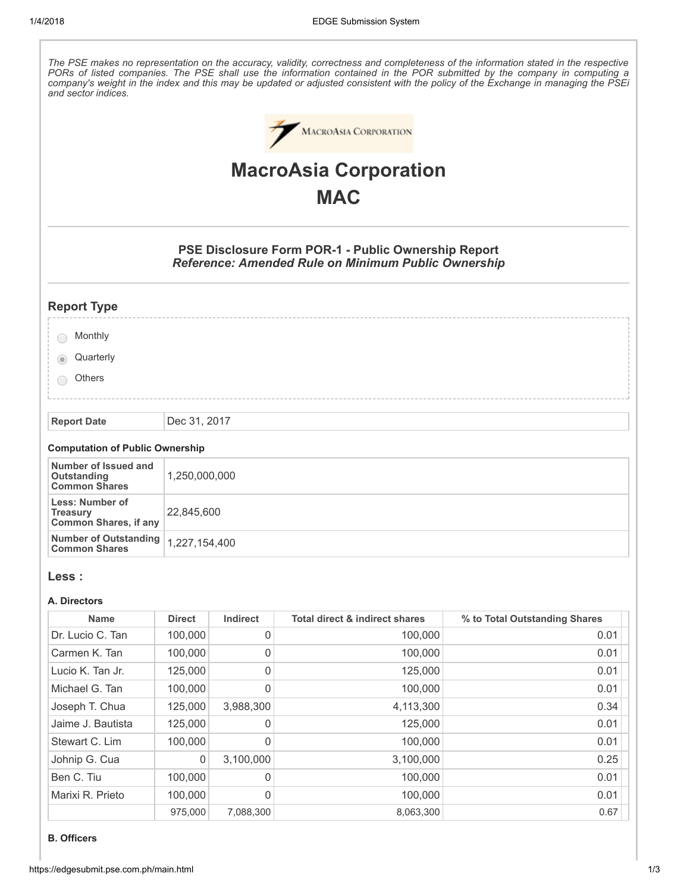*The PSE makes no representation on the accuracy, validity, correctness and completeness of the information stated in the respective PORs of listed companies. The PSE shall use the information contained in the POR submitted by the company in computing a company's weight in the index and this may be updated or adjusted consistent with the policy of the Exchange in managing the PSEi and sector indices.*

# MacroAsia Corporation

# MAC

### PSE Disclosure Form POR-1 - Public Ownership Report

***Reference: Amended Rule on Minimum Public Ownership***

## Report Type

- Monthly
- Quarterly (selected)
- Others

| Report Date | Dec 31, 2017 |
|---|---|

**Computation of Public Ownership**

| | |
|---|---|
| **Number of Issued and Outstanding Common Shares** | 1,250,000,000 |
| **Less: Number of Treasury Common Shares, if any** | 22,845,600 |
| **Number of Outstanding Common Shares** | 1,227,154,400 |

## Less :

**A. Directors**

| Name | Direct | Indirect | Total direct & indirect shares | % to Total Outstanding Shares |
|---|---|---|---|---|
| Dr. Lucio C. Tan | 100,000 | 0 | 100,000 | 0.01 |
| Carmen K. Tan | 100,000 | 0 | 100,000 | 0.01 |
| Lucio K. Tan Jr. | 125,000 | 0 | 125,000 | 0.01 |
| Michael G. Tan | 100,000 | 0 | 100,000 | 0.01 |
| Joseph T. Chua | 125,000 | 3,988,300 | 4,113,300 | 0.34 |
| Jaime J. Bautista | 125,000 | 0 | 125,000 | 0.01 |
| Stewart C. Lim | 100,000 | 0 | 100,000 | 0.01 |
| Johnip G. Cua | 0 | 3,100,000 | 3,100,000 | 0.25 |
| Ben C. Tiu | 100,000 | 0 | 100,000 | 0.01 |
| Marixi R. Prieto | 100,000 | 0 | 100,000 | 0.01 |
| | 975,000 | 7,088,300 | 8,063,300 | 0.67 |

**B. Officers**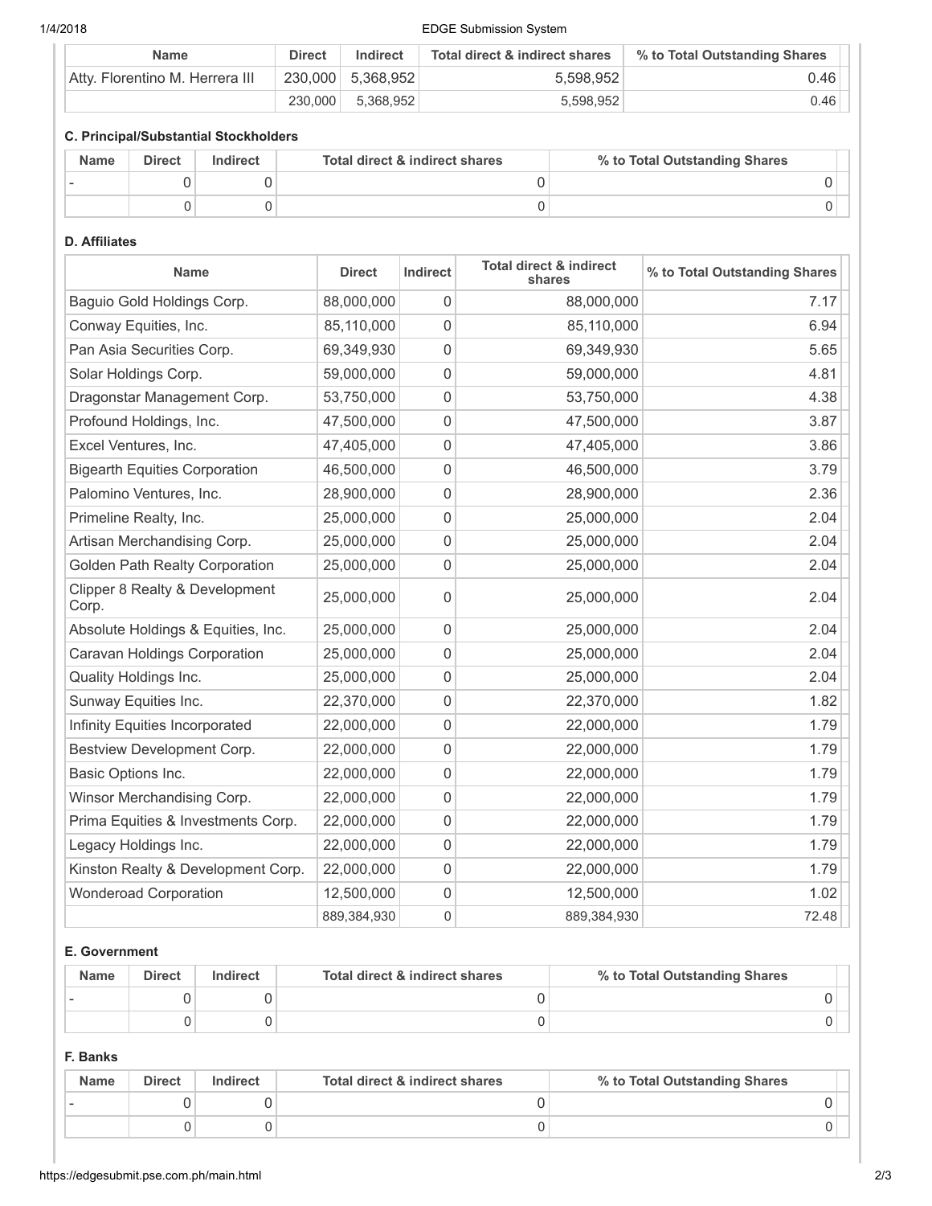| Name | Direct | Indirect | Total direct & indirect shares | % to Total Outstanding Shares |
|---|---|---|---|---|
| Atty. Florentino M. Herrera III | 230,000 | 5,368,952 | 5,598,952 | 0.46 |
| | 230,000 | 5,368,952 | 5,598,952 | 0.46 |

#### C. Principal/Substantial Stockholders

| Name | Direct | Indirect | Total direct & indirect shares | % to Total Outstanding Shares |
|---|---|---|---|---|
| - | 0 | 0 | 0 | 0 |
| | 0 | 0 | 0 | 0 |

#### D. Affiliates

| Name | Direct | Indirect | Total direct & indirect shares | % to Total Outstanding Shares |
|---|---|---|---|---|
| Baguio Gold Holdings Corp. | 88,000,000 | 0 | 88,000,000 | 7.17 |
| Conway Equities, Inc. | 85,110,000 | 0 | 85,110,000 | 6.94 |
| Pan Asia Securities Corp. | 69,349,930 | 0 | 69,349,930 | 5.65 |
| Solar Holdings Corp. | 59,000,000 | 0 | 59,000,000 | 4.81 |
| Dragonstar Management Corp. | 53,750,000 | 0 | 53,750,000 | 4.38 |
| Profound Holdings, Inc. | 47,500,000 | 0 | 47,500,000 | 3.87 |
| Excel Ventures, Inc. | 47,405,000 | 0 | 47,405,000 | 3.86 |
| Bigearth Equities Corporation | 46,500,000 | 0 | 46,500,000 | 3.79 |
| Palomino Ventures, Inc. | 28,900,000 | 0 | 28,900,000 | 2.36 |
| Primeline Realty, Inc. | 25,000,000 | 0 | 25,000,000 | 2.04 |
| Artisan Merchandising Corp. | 25,000,000 | 0 | 25,000,000 | 2.04 |
| Golden Path Realty Corporation | 25,000,000 | 0 | 25,000,000 | 2.04 |
| Clipper 8 Realty & Development Corp. | 25,000,000 | 0 | 25,000,000 | 2.04 |
| Absolute Holdings & Equities, Inc. | 25,000,000 | 0 | 25,000,000 | 2.04 |
| Caravan Holdings Corporation | 25,000,000 | 0 | 25,000,000 | 2.04 |
| Quality Holdings Inc. | 25,000,000 | 0 | 25,000,000 | 2.04 |
| Sunway Equities Inc. | 22,370,000 | 0 | 22,370,000 | 1.82 |
| Infinity Equities Incorporated | 22,000,000 | 0 | 22,000,000 | 1.79 |
| Bestview Development Corp. | 22,000,000 | 0 | 22,000,000 | 1.79 |
| Basic Options Inc. | 22,000,000 | 0 | 22,000,000 | 1.79 |
| Winsor Merchandising Corp. | 22,000,000 | 0 | 22,000,000 | 1.79 |
| Prima Equities & Investments Corp. | 22,000,000 | 0 | 22,000,000 | 1.79 |
| Legacy Holdings Inc. | 22,000,000 | 0 | 22,000,000 | 1.79 |
| Kinston Realty & Development Corp. | 22,000,000 | 0 | 22,000,000 | 1.79 |
| Wonderoad Corporation | 12,500,000 | 0 | 12,500,000 | 1.02 |
| | 889,384,930 | 0 | 889,384,930 | 72.48 |

#### E. Government

| Name | Direct | Indirect | Total direct & indirect shares | % to Total Outstanding Shares |
|---|---|---|---|---|
| - | 0 | 0 | 0 | 0 |
| | 0 | 0 | 0 | 0 |

#### F. Banks

| Name | Direct | Indirect | Total direct & indirect shares | % to Total Outstanding Shares |
|---|---|---|---|---|
| - | 0 | 0 | 0 | 0 |
| | 0 | 0 | 0 | 0 |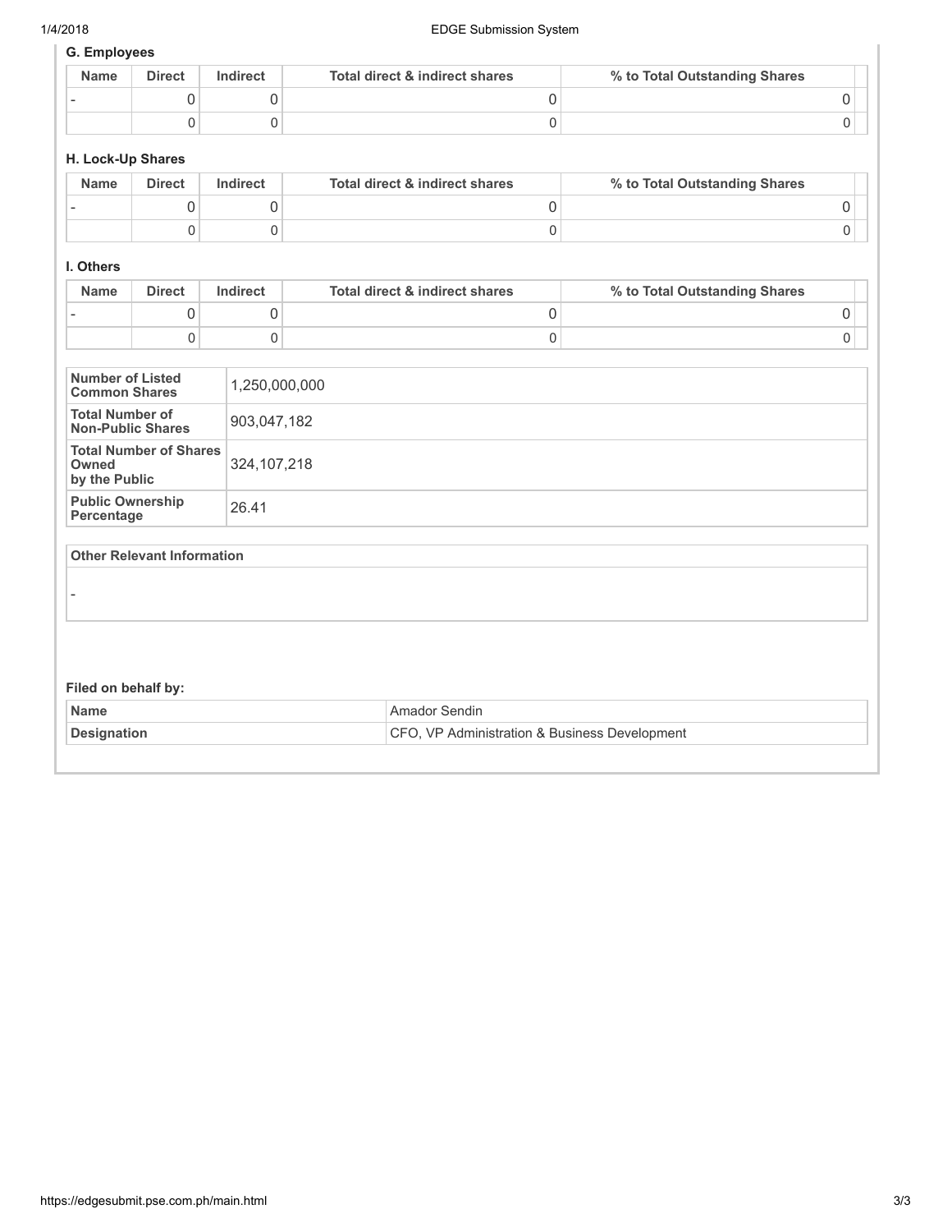### G. Employees

| Name | Direct | Indirect | Total direct & indirect shares | % to Total Outstanding Shares |
|---|---|---|---|---|
| - | 0 | 0 | 0 | 0 |
| | 0 | 0 | 0 | 0 |

### H. Lock-Up Shares

| Name | Direct | Indirect | Total direct & indirect shares | % to Total Outstanding Shares |
|---|---|---|---|---|
| - | 0 | 0 | 0 | 0 |
| | 0 | 0 | 0 | 0 |

### I. Others

| Name | Direct | Indirect | Total direct & indirect shares | % to Total Outstanding Shares |
|---|---|---|---|---|
| - | 0 | 0 | 0 | 0 |
| | 0 | 0 | 0 | 0 |

| | |
|---|---|
| **Number of Listed Common Shares** | 1,250,000,000 |
| **Total Number of Non-Public Shares** | 903,047,182 |
| **Total Number of Shares Owned by the Public** | 324,107,218 |
| **Public Ownership Percentage** | 26.41 |

**Other Relevant Information**

-

**Filed on behalf by:**

| | |
|---|---|
| **Name** | Amador Sendin |
| **Designation** | CFO, VP Administration & Business Development |